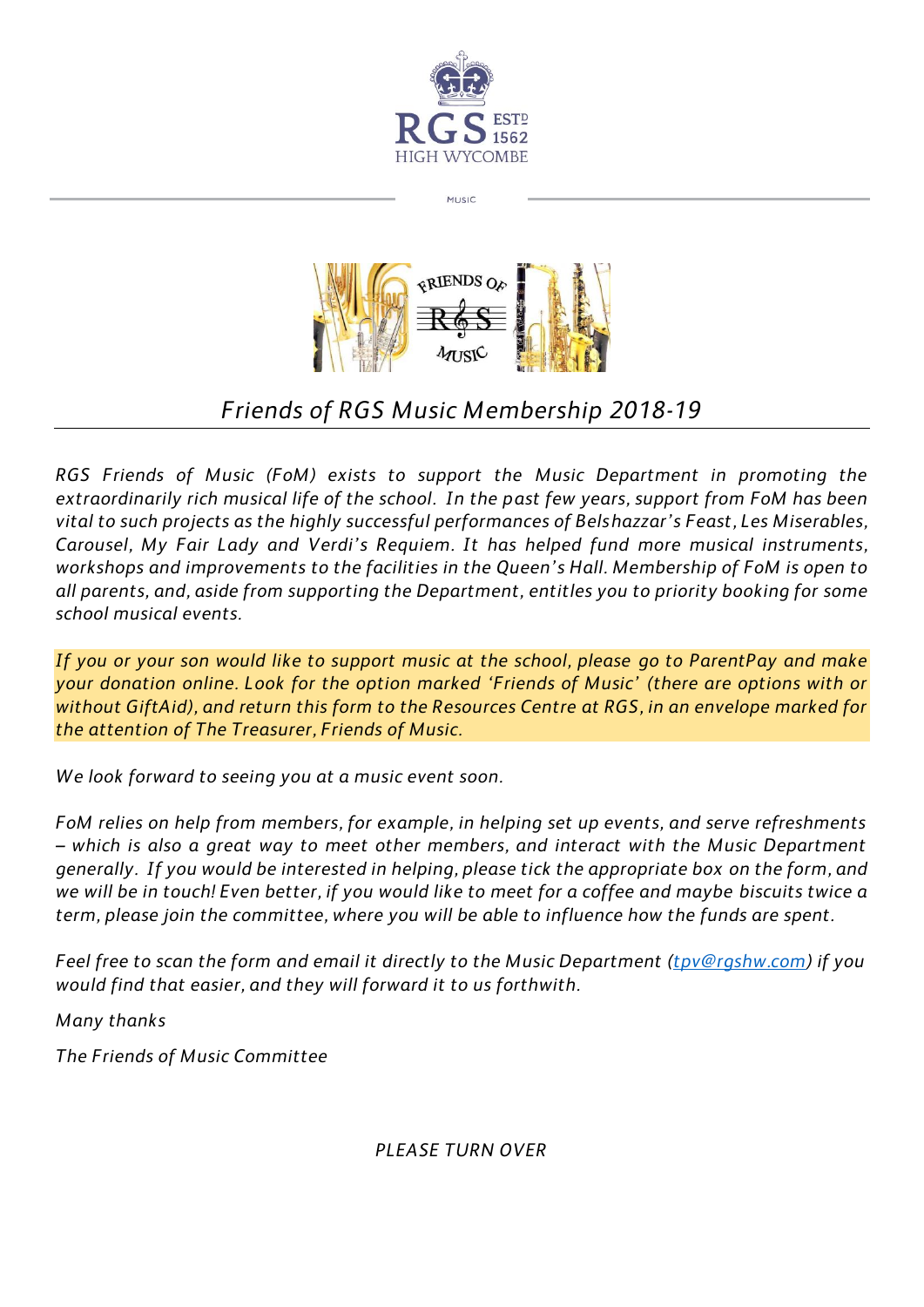RGS ESTD 1562
HIGH WYCOMBE

MUSIC

# *Friends of RGS Music Membership 2018-19*

*RGS Friends of Music (FoM) exists to support the Music Department in promoting the extraordinarily rich musical life of the school. In the past few years, support from FoM has been vital to such projects as the highly successful performances of Belshazzar's Feast, Les Miserables, Carousel, My Fair Lady and Verdi's Requiem. It has helped fund more musical instruments, workshops and improvements to the facilities in the Queen's Hall. Membership of FoM is open to all parents, and, aside from supporting the Department, entitles you to priority booking for some school musical events.*

*If you or your son would like to support music at the school, please go to ParentPay and make your donation online. Look for the option marked 'Friends of Music' (there are options with or without GiftAid), and return this form to the Resources Centre at RGS, in an envelope marked for the attention of The Treasurer, Friends of Music.*

*We look forward to seeing you at a music event soon.*

*FoM relies on help from members, for example, in helping set up events, and serve refreshments – which is also a great way to meet other members, and interact with the Music Department generally. If you would be interested in helping, please tick the appropriate box on the form, and we will be in touch! Even better, if you would like to meet for a coffee and maybe biscuits twice a term, please join the committee, where you will be able to influence how the funds are spent.*

*Feel free to scan the form and email it directly to the Music Department (tpv@rgshw.com) if you would find that easier, and they will forward it to us forthwith.*

*Many thanks*

*The Friends of Music Committee*

*PLEASE TURN OVER*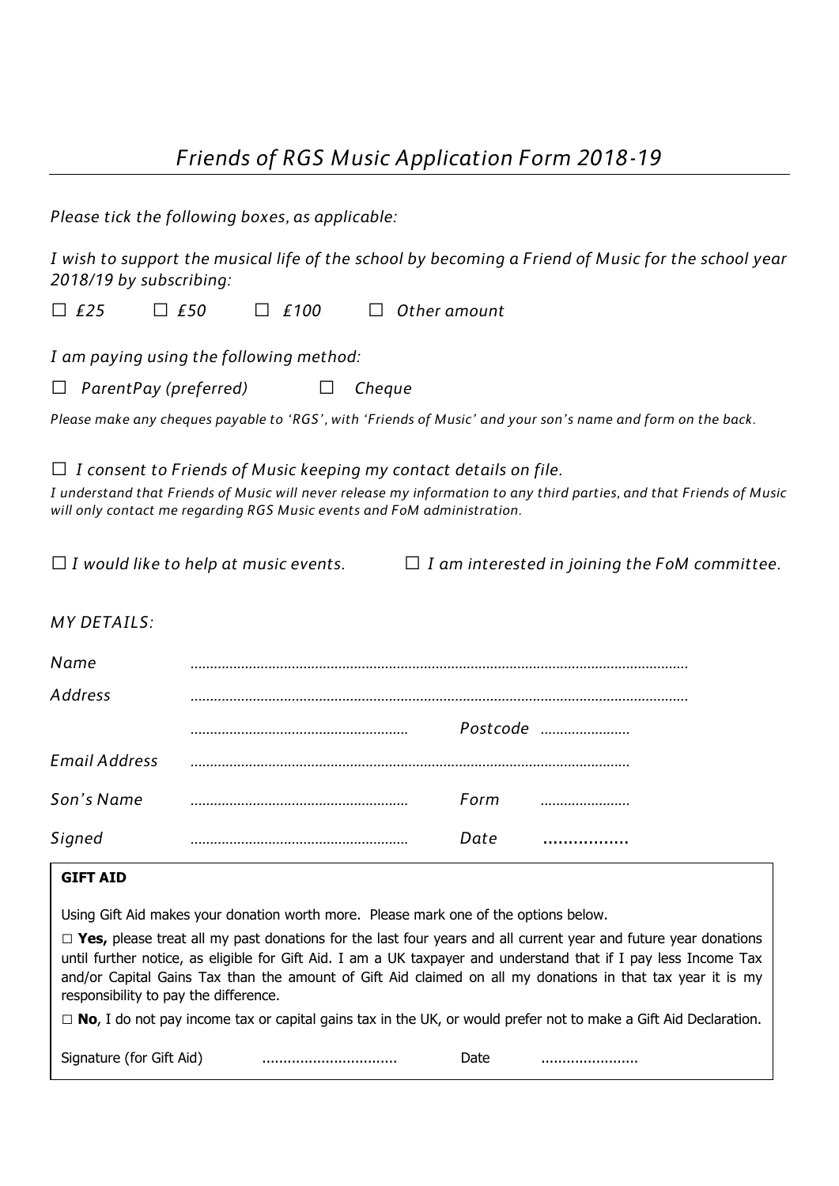# *Friends of RGS Music Application Form 2018-19*

*Please tick the following boxes, as applicable:*

*I wish to support the musical life of the school by becoming a Friend of Music for the school year 2018/19 by subscribing:*

☐ *£25* ☐ *£50* ☐ *£100* ☐ *Other amount*

*I am paying using the following method:*

☐ *ParentPay (preferred)* ☐ *Cheque*

*Please make any cheques payable to 'RGS', with 'Friends of Music' and your son's name and form on the back.*

☐ *I consent to Friends of Music keeping my contact details on file.*

*I understand that Friends of Music will never release my information to any third parties, and that Friends of Music will only contact me regarding RGS Music events and FoM administration.*

☐ *I would like to help at music events.* ☐ *I am interested in joining the FoM committee.*

*MY DETAILS:*

*Name* ..................................................................................................................

*Address* ..................................................................................................................

.................................................... *Postcode* ......................

*Email Address* ..................................................................................................

*Son's Name* .................................................... *Form* ......................

*Signed* .................................................... *Date* .................

**GIFT AID**

Using Gift Aid makes your donation worth more. Please mark one of the options below.

☐ **Yes,** please treat all my past donations for the last four years and all current year and future year donations until further notice, as eligible for Gift Aid. I am a UK taxpayer and understand that if I pay less Income Tax and/or Capital Gains Tax than the amount of Gift Aid claimed on all my donations in that tax year it is my responsibility to pay the difference.

☐ **No**, I do not pay income tax or capital gains tax in the UK, or would prefer not to make a Gift Aid Declaration.

Signature (for Gift Aid) ............................... Date ......................